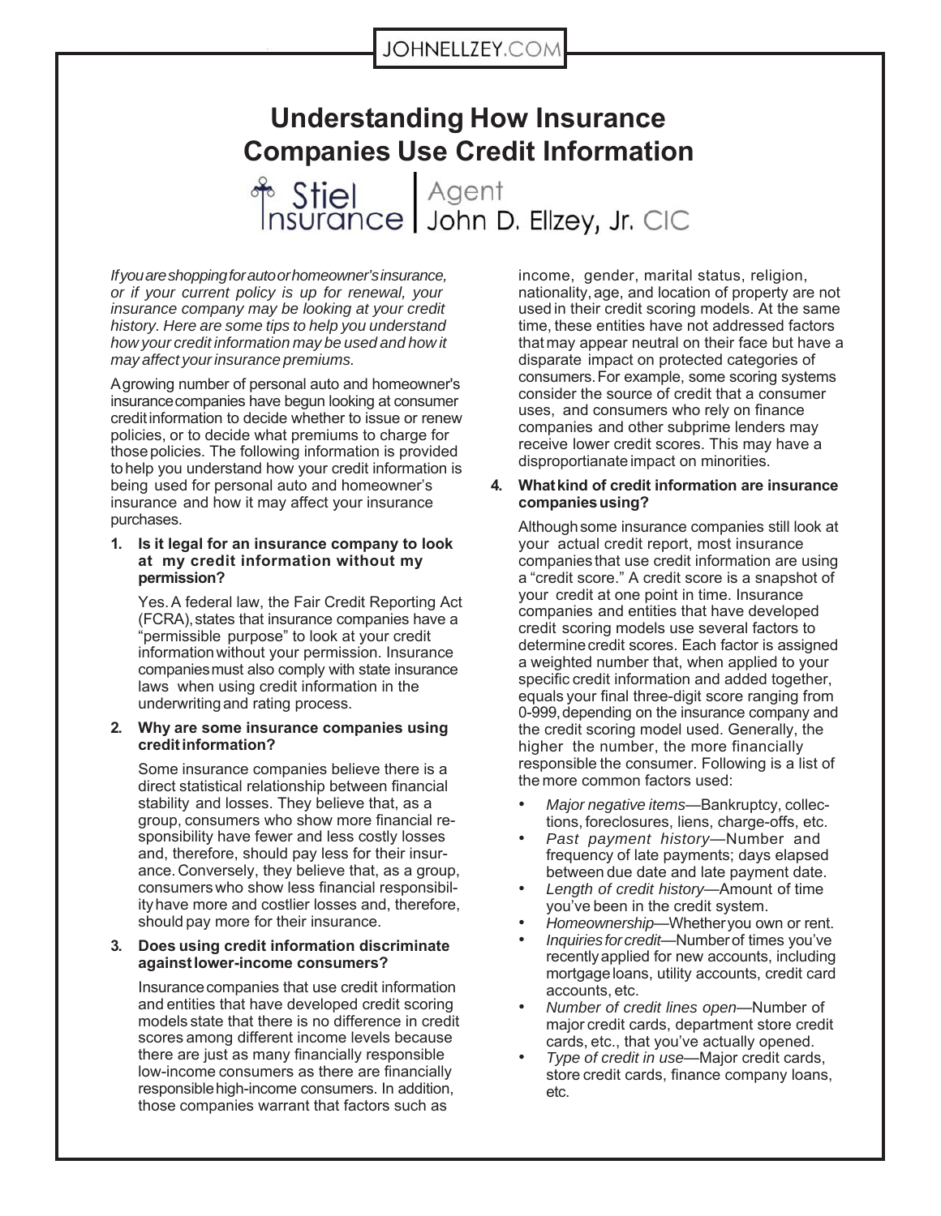JOHNELLZEY.COM

# Understanding How Insurance Companies Use Credit Information

Stiel Insurance | Agent John D. Ellzey, Jr. CIC

*If you are shopping for auto or homeowner's insurance, or if your current policy is up for renewal, your insurance company may be looking at your credit history. Here are some tips to help you understand how your credit information may be used and how it may affect your insurance premiums.*

A growing number of personal auto and homeowner's insurance companies have begun looking at consumer credit information to decide whether to issue or renew policies, or to decide what premiums to charge for those policies. The following information is provided to help you understand how your credit information is being used for personal auto and homeowner's insurance and how it may affect your insurance purchases.

**1. Is it legal for an insurance company to look at my credit information without my permission?**

Yes. A federal law, the Fair Credit Reporting Act (FCRA), states that insurance companies have a "permissible purpose" to look at your credit information without your permission. Insurance companies must also comply with state insurance laws when using credit information in the underwriting and rating process.

**2. Why are some insurance companies using credit information?**

Some insurance companies believe there is a direct statistical relationship between financial stability and losses. They believe that, as a group, consumers who show more financial responsibility have fewer and less costly losses and, therefore, should pay less for their insurance. Conversely, they believe that, as a group, consumers who show less financial responsibility have more and costlier losses and, therefore, should pay more for their insurance.

**3. Does using credit information discriminate against lower-income consumers?**

Insurance companies that use credit information and entities that have developed credit scoring models state that there is no difference in credit scores among different income levels because there are just as many financially responsible low-income consumers as there are financially responsible high-income consumers. In addition, those companies warrant that factors such as income, gender, marital status, religion, nationality, age, and location of property are not used in their credit scoring models. At the same time, these entities have not addressed factors that may appear neutral on their face but have a disparate impact on protected categories of consumers. For example, some scoring systems consider the source of credit that a consumer uses, and consumers who rely on finance companies and other subprime lenders may receive lower credit scores. This may have a disproportianate impact on minorities.

**4. What kind of credit information are insurance companies using?**

Although some insurance companies still look at your actual credit report, most insurance companies that use credit information are using a "credit score." A credit score is a snapshot of your credit at one point in time. Insurance companies and entities that have developed credit scoring models use several factors to determine credit scores. Each factor is assigned a weighted number that, when applied to your specific credit information and added together, equals your final three-digit score ranging from 0-999, depending on the insurance company and the credit scoring model used. Generally, the higher the number, the more financially responsible the consumer. Following is a list of the more common factors used:

- *Major negative items*—Bankruptcy, collections, foreclosures, liens, charge-offs, etc.
- *Past payment history*—Number and frequency of late payments; days elapsed between due date and late payment date.
- *Length of credit history*—Amount of time you've been in the credit system.
- *Homeownership*—Whether you own or rent.
- *Inquiries for credit*—Number of times you've recently applied for new accounts, including mortgage loans, utility accounts, credit card accounts, etc.
- *Number of credit lines open*—Number of major credit cards, department store credit cards, etc., that you've actually opened.
- *Type of credit in use*—Major credit cards, store credit cards, finance company loans, etc.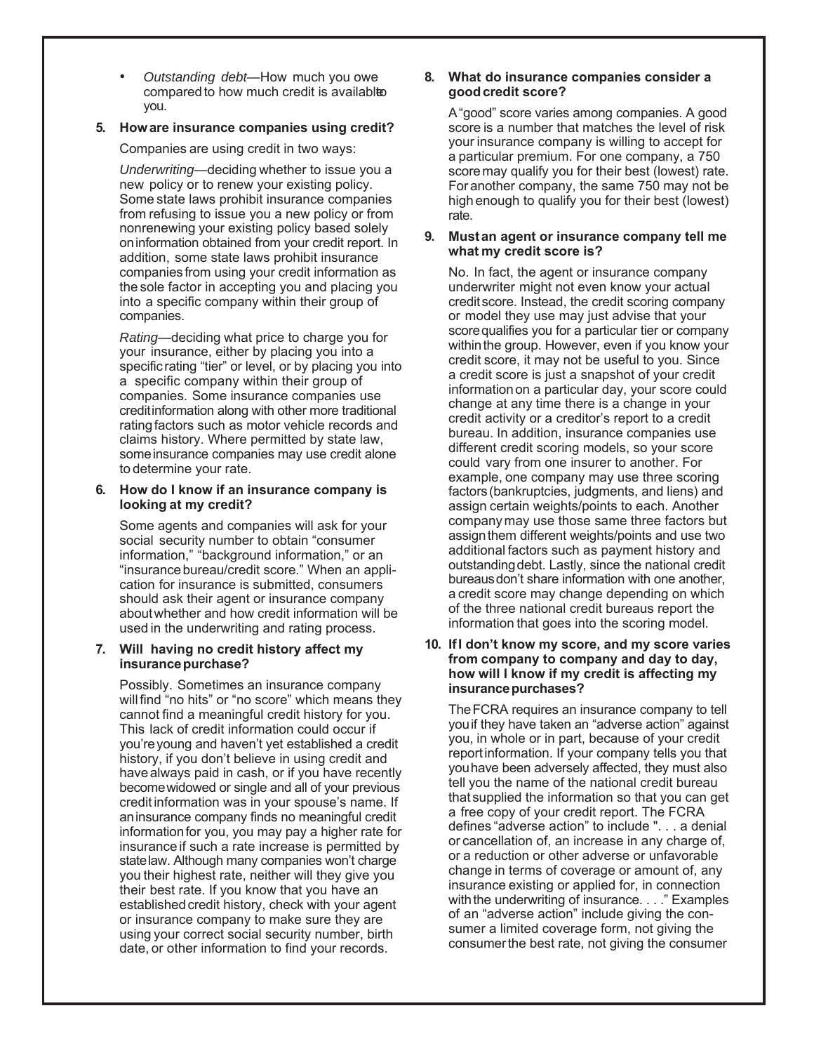- *Outstanding debt*—How much you owe compared to how much credit is available to you.

**5. How are insurance companies using credit?**

Companies are using credit in two ways:

*Underwriting*—deciding whether to issue you a new policy or to renew your existing policy. Some state laws prohibit insurance companies from refusing to issue you a new policy or from nonrenewing your existing policy based solely on information obtained from your credit report. In addition, some state laws prohibit insurance companies from using your credit information as the sole factor in accepting you and placing you into a specific company within their group of companies.

*Rating*—deciding what price to charge you for your insurance, either by placing you into a specific rating "tier" or level, or by placing you into a specific company within their group of companies. Some insurance companies use credit information along with other more traditional rating factors such as motor vehicle records and claims history. Where permitted by state law, some insurance companies may use credit alone to determine your rate.

**6. How do I know if an insurance company is looking at my credit?**

Some agents and companies will ask for your social security number to obtain "consumer information," "background information," or an "insurance bureau/credit score." When an application for insurance is submitted, consumers should ask their agent or insurance company about whether and how credit information will be used in the underwriting and rating process.

**7. Will having no credit history affect my insurance purchase?**

Possibly. Sometimes an insurance company will find "no hits" or "no score" which means they cannot find a meaningful credit history for you. This lack of credit information could occur if you're young and haven't yet established a credit history, if you don't believe in using credit and have always paid in cash, or if you have recently become widowed or single and all of your previous credit information was in your spouse's name. If an insurance company finds no meaningful credit information for you, you may pay a higher rate for insurance if such a rate increase is permitted by state law. Although many companies won't charge you their highest rate, neither will they give you their best rate. If you know that you have an established credit history, check with your agent or insurance company to make sure they are using your correct social security number, birth date, or other information to find your records.

**8. What do insurance companies consider a good credit score?**

A "good" score varies among companies. A good score is a number that matches the level of risk your insurance company is willing to accept for a particular premium. For one company, a 750 score may qualify you for their best (lowest) rate. For another company, the same 750 may not be high enough to qualify you for their best (lowest) rate.

**9. Must an agent or insurance company tell me what my credit score is?**

No. In fact, the agent or insurance company underwriter might not even know your actual credit score. Instead, the credit scoring company or model they use may just advise that your score qualifies you for a particular tier or company within the group. However, even if you know your credit score, it may not be useful to you. Since a credit score is just a snapshot of your credit information on a particular day, your score could change at any time there is a change in your credit activity or a creditor's report to a credit bureau. In addition, insurance companies use different credit scoring models, so your score could vary from one insurer to another. For example, one company may use three scoring factors (bankruptcies, judgments, and liens) and assign certain weights/points to each. Another company may use those same three factors but assign them different weights/points and use two additional factors such as payment history and outstanding debt. Lastly, since the national credit bureaus don't share information with one another, a credit score may change depending on which of the three national credit bureaus report the information that goes into the scoring model.

**10. If I don't know my score, and my score varies from company to company and day to day, how will I know if my credit is affecting my insurance purchases?**

The FCRA requires an insurance company to tell you if they have taken an "adverse action" against you, in whole or in part, because of your credit report information. If your company tells you that you have been adversely affected, they must also tell you the name of the national credit bureau that supplied the information so that you can get a free copy of your credit report. The FCRA defines "adverse action" to include ". . . a denial or cancellation of, an increase in any charge of, or a reduction or other adverse or unfavorable change in terms of coverage or amount of, any insurance existing or applied for, in connection with the underwriting of insurance. . . ." Examples of an "adverse action" include giving the consumer a limited coverage form, not giving the consumer the best rate, not giving the consumer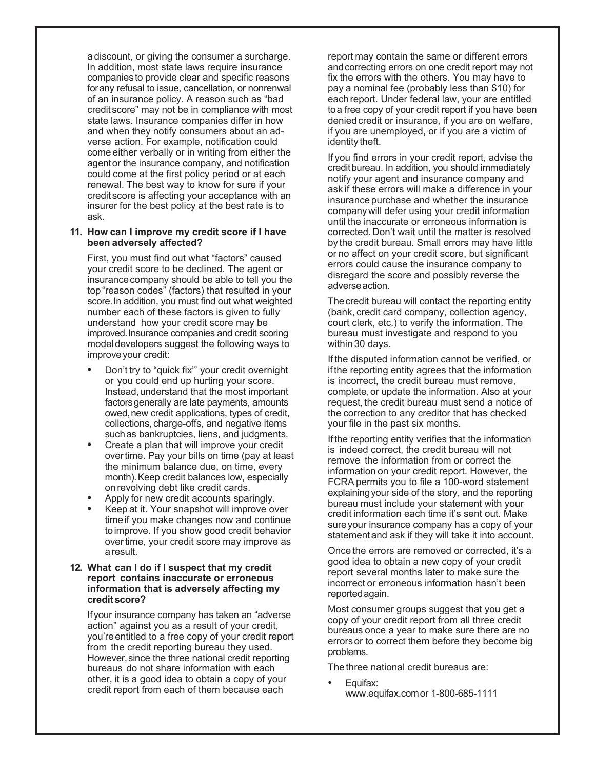a discount, or giving the consumer a surcharge. In addition, most state laws require insurance companies to provide clear and specific reasons for any refusal to issue, cancellation, or nonrenwal of an insurance policy. A reason such as "bad credit score" may not be in compliance with most state laws. Insurance companies differ in how and when they notify consumers about an adverse action. For example, notification could come either verbally or in writing from either the agent or the insurance company, and notification could come at the first policy period or at each renewal. The best way to know for sure if your credit score is affecting your acceptance with an insurer for the best policy at the best rate is to ask.

**11. How can I improve my credit score if I have been adversely affected?**

First, you must find out what "factors" caused your credit score to be declined. The agent or insurance company should be able to tell you the top "reason codes" (factors) that resulted in your score. In addition, you must find out what weighted number each of these factors is given to fully understand how your credit score may be improved. Insurance companies and credit scoring model developers suggest the following ways to improve your credit:

- Don't try to "quick fix"' your credit overnight or you could end up hurting your score. Instead, understand that the most important factors generally are late payments, amounts owed, new credit applications, types of credit, collections, charge-offs, and negative items such as bankruptcies, liens, and judgments.
- Create a plan that will improve your credit over time. Pay your bills on time (pay at least the minimum balance due, on time, every month). Keep credit balances low, especially on revolving debt like credit cards.
- Apply for new credit accounts sparingly.
- Keep at it. Your snapshot will improve over time if you make changes now and continue to improve. If you show good credit behavior over time, your credit score may improve as a result.

**12. What can I do if I suspect that my credit report contains inaccurate or erroneous information that is adversely affecting my credit score?**

If your insurance company has taken an "adverse action" against you as a result of your credit, you're entitled to a free copy of your credit report from the credit reporting bureau they used. However, since the three national credit reporting bureaus do not share information with each other, it is a good idea to obtain a copy of your credit report from each of them because each report may contain the same or different errors and correcting errors on one credit report may not fix the errors with the others. You may have to pay a nominal fee (probably less than $10) for each report. Under federal law, your are entitled to a free copy of your credit report if you have been denied credit or insurance, if you are on welfare, if you are unemployed, or if you are a victim of identity theft.

If you find errors in your credit report, advise the credit bureau. In addition, you should immediately notify your agent and insurance company and ask if these errors will make a difference in your insurance purchase and whether the insurance company will defer using your credit information until the inaccurate or erroneous information is corrected. Don't wait until the matter is resolved by the credit bureau. Small errors may have little or no affect on your credit score, but significant errors could cause the insurance company to disregard the score and possibly reverse the adverse action.

The credit bureau will contact the reporting entity (bank, credit card company, collection agency, court clerk, etc.) to verify the information. The bureau must investigate and respond to you within 30 days.

If the disputed information cannot be verified, or if the reporting entity agrees that the information is incorrect, the credit bureau must remove, complete, or update the information. Also at your request, the credit bureau must send a notice of the correction to any creditor that has checked your file in the past six months.

If the reporting entity verifies that the information is indeed correct, the credit bureau will not remove the information from or correct the information on your credit report. However, the FCRA permits you to file a 100-word statement explaining your side of the story, and the reporting bureau must include your statement with your credit information each time it's sent out. Make sure your insurance company has a copy of your statement and ask if they will take it into account.

Once the errors are removed or corrected, it's a good idea to obtain a new copy of your credit report several months later to make sure the incorrect or erroneous information hasn't been reported again.

Most consumer groups suggest that you get a copy of your credit report from all three credit bureaus once a year to make sure there are no errors or to correct them before they become big problems.

The three national credit bureaus are:

- Equifax:
  www.equifax.com or 1-800-685-1111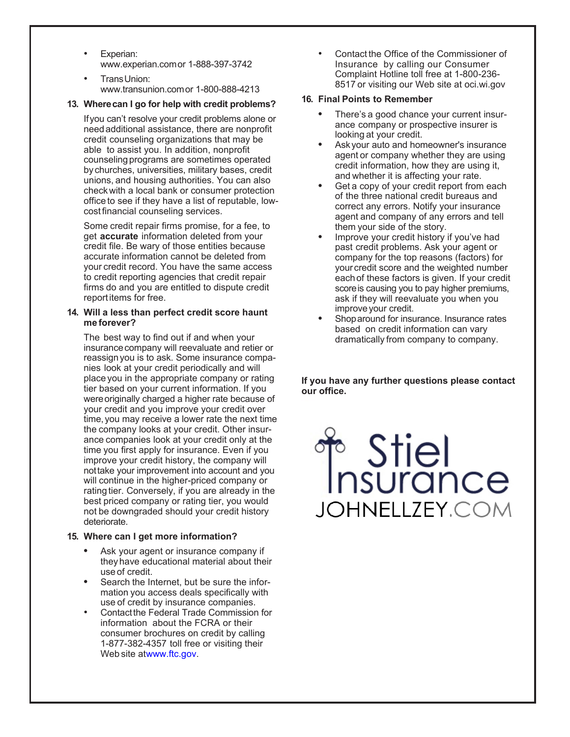- Experian: www.experian.com or 1-888-397-3742
- Trans Union: www.transunion.com or 1-800-888-4213

### 13. Where can I go for help with credit problems?

If you can't resolve your credit problems alone or need additional assistance, there are nonprofit credit counseling organizations that may be able to assist you. In addition, nonprofit counseling programs are sometimes operated by churches, universities, military bases, credit unions, and housing authorities. You can also check with a local bank or consumer protection office to see if they have a list of reputable, low-cost financial counseling services.

Some credit repair firms promise, for a fee, to get **accurate** information deleted from your credit file. Be wary of those entities because accurate information cannot be deleted from your credit record. You have the same access to credit reporting agencies that credit repair firms do and you are entitled to dispute credit report items for free.

### 14. Will a less than perfect credit score haunt me forever?

The best way to find out if and when your insurance company will reevaluate and retier or reassign you is to ask. Some insurance companies look at your credit periodically and will place you in the appropriate company or rating tier based on your current information. If you were originally charged a higher rate because of your credit and you improve your credit over time, you may receive a lower rate the next time the company looks at your credit. Other insurance companies look at your credit only at the time you first apply for insurance. Even if you improve your credit history, the company will not take your improvement into account and you will continue in the higher-priced company or rating tier. Conversely, if you are already in the best priced company or rating tier, you would not be downgraded should your credit history deteriorate.

### 15. Where can I get more information?

- Ask your agent or insurance company if they have educational material about their use of credit.
- Search the Internet, but be sure the information you access deals specifically with use of credit by insurance companies.
- Contact the Federal Trade Commission for information about the FCRA or their consumer brochures on credit by calling 1-877-382-4357 toll free or visiting their Web site at www.ftc.gov.
- Contact the Office of the Commissioner of Insurance by calling our Consumer Complaint Hotline toll free at 1-800-236-8517 or visiting our Web site at oci.wi.gov

### 16. Final Points to Remember

- There's a good chance your current insurance company or prospective insurer is looking at your credit.
- Ask your auto and homeowner's insurance agent or company whether they are using credit information, how they are using it, and whether it is affecting your rate.
- Get a copy of your credit report from each of the three national credit bureaus and correct any errors. Notify your insurance agent and company of any errors and tell them your side of the story.
- Improve your credit history if you've had past credit problems. Ask your agent or company for the top reasons (factors) for your credit score and the weighted number each of these factors is given. If your credit score is causing you to pay higher premiums, ask if they will reevaluate you when you improve your credit.
- Shop around for insurance. Insurance rates based on credit information can vary dramatically from company to company.

**If you have any further questions please contact our office.**

Stiel Insurance

JOHNELLZEY.COM